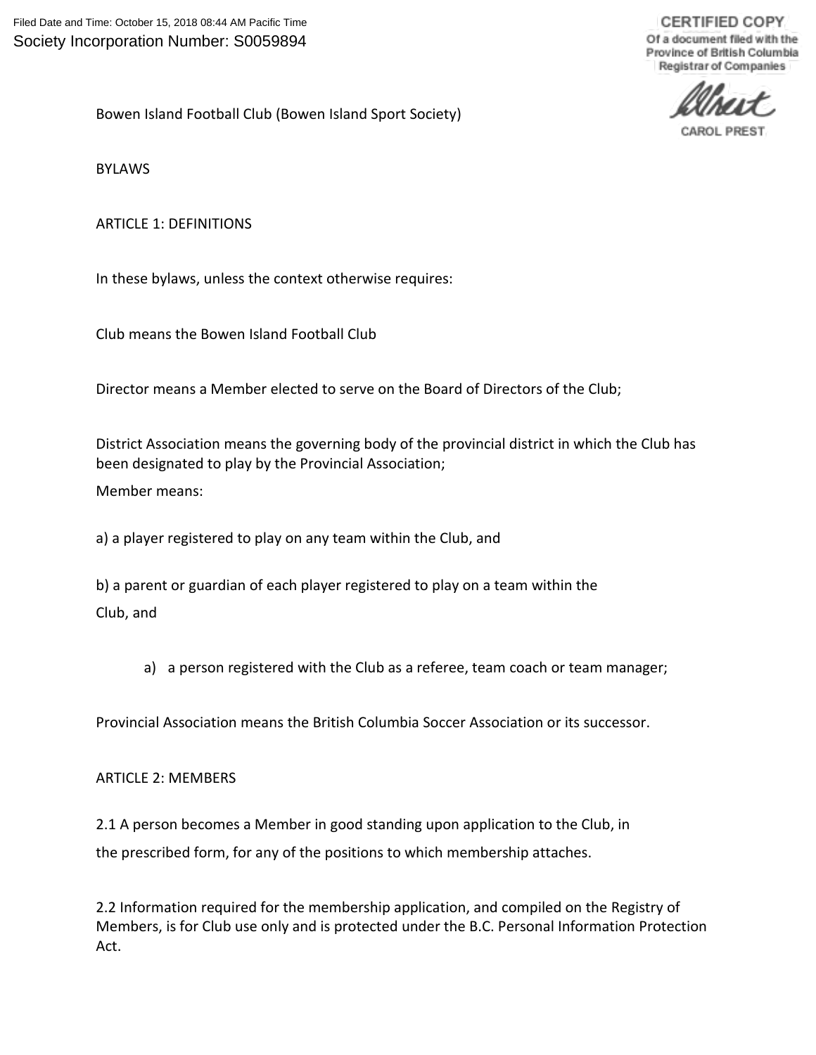Filed Date and Time: October 15, 2018 08:44 AM Pacific Time
Society Incorporation Number: S0059894

CERTIFIED COPY
Of a document filed with the Province of British Columbia Registrar of Companies

CAROL PREST

Bowen Island Football Club (Bowen Island Sport Society)

BYLAWS

ARTICLE 1: DEFINITIONS

In these bylaws, unless the context otherwise requires:

Club means the Bowen Island Football Club

Director means a Member elected to serve on the Board of Directors of the Club;

District Association means the governing body of the provincial district in which the Club has been designated to play by the Provincial Association;

Member means:

a) a player registered to play on any team within the Club, and

b) a parent or guardian of each player registered to play on a team within the Club, and

a) a person registered with the Club as a referee, team coach or team manager;

Provincial Association means the British Columbia Soccer Association or its successor.

ARTICLE 2: MEMBERS

2.1 A person becomes a Member in good standing upon application to the Club, in the prescribed form, for any of the positions to which membership attaches.

2.2 Information required for the membership application, and compiled on the Registry of Members, is for Club use only and is protected under the B.C. Personal Information Protection Act.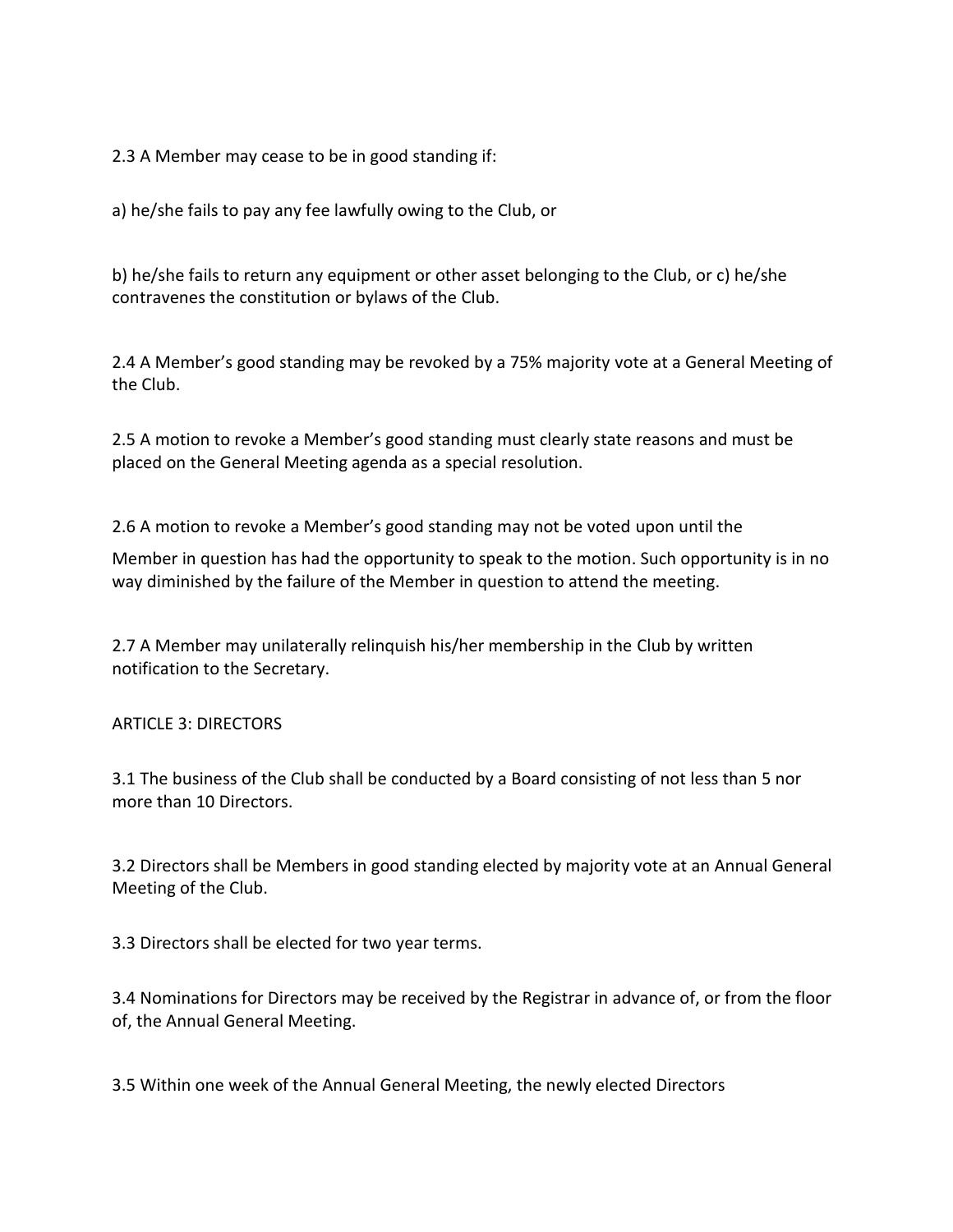2.3 A Member may cease to be in good standing if:

a) he/she fails to pay any fee lawfully owing to the Club, or

b) he/she fails to return any equipment or other asset belonging to the Club, or c) he/she contravenes the constitution or bylaws of the Club.

2.4 A Member's good standing may be revoked by a 75% majority vote at a General Meeting of the Club.

2.5 A motion to revoke a Member's good standing must clearly state reasons and must be placed on the General Meeting agenda as a special resolution.

2.6 A motion to revoke a Member's good standing may not be voted upon until the

Member in question has had the opportunity to speak to the motion. Such opportunity is in no way diminished by the failure of the Member in question to attend the meeting.

2.7 A Member may unilaterally relinquish his/her membership in the Club by written notification to the Secretary.

ARTICLE 3: DIRECTORS

3.1 The business of the Club shall be conducted by a Board consisting of not less than 5 nor more than 10 Directors.

3.2 Directors shall be Members in good standing elected by majority vote at an Annual General Meeting of the Club.

3.3 Directors shall be elected for two year terms.

3.4 Nominations for Directors may be received by the Registrar in advance of, or from the floor of, the Annual General Meeting.

3.5 Within one week of the Annual General Meeting, the newly elected Directors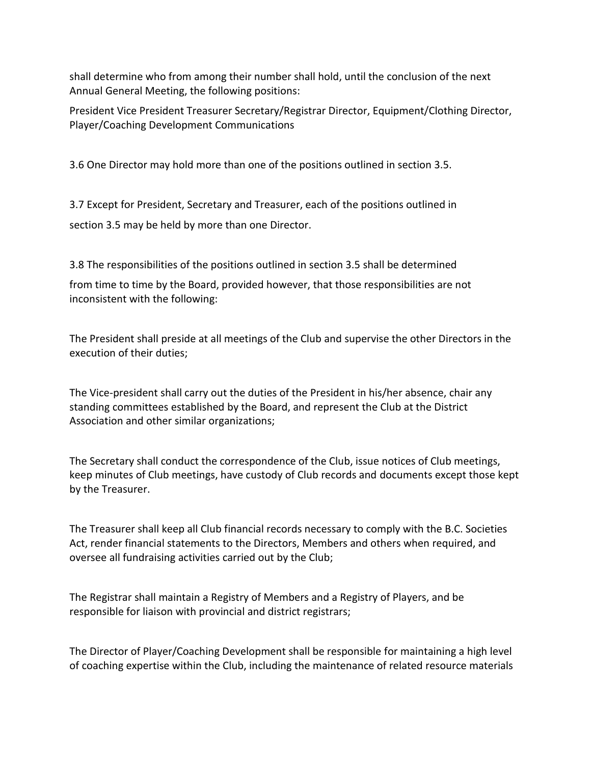shall determine who from among their number shall hold, until the conclusion of the next Annual General Meeting, the following positions:

President Vice President Treasurer Secretary/Registrar Director, Equipment/Clothing Director, Player/Coaching Development Communications

3.6 One Director may hold more than one of the positions outlined in section 3.5.

3.7 Except for President, Secretary and Treasurer, each of the positions outlined in section 3.5 may be held by more than one Director.

3.8 The responsibilities of the positions outlined in section 3.5 shall be determined from time to time by the Board, provided however, that those responsibilities are not inconsistent with the following:

The President shall preside at all meetings of the Club and supervise the other Directors in the execution of their duties;

The Vice-president shall carry out the duties of the President in his/her absence, chair any standing committees established by the Board, and represent the Club at the District Association and other similar organizations;

The Secretary shall conduct the correspondence of the Club, issue notices of Club meetings, keep minutes of Club meetings, have custody of Club records and documents except those kept by the Treasurer.

The Treasurer shall keep all Club financial records necessary to comply with the B.C. Societies Act, render financial statements to the Directors, Members and others when required, and oversee all fundraising activities carried out by the Club;

The Registrar shall maintain a Registry of Members and a Registry of Players, and be responsible for liaison with provincial and district registrars;

The Director of Player/Coaching Development shall be responsible for maintaining a high level of coaching expertise within the Club, including the maintenance of related resource materials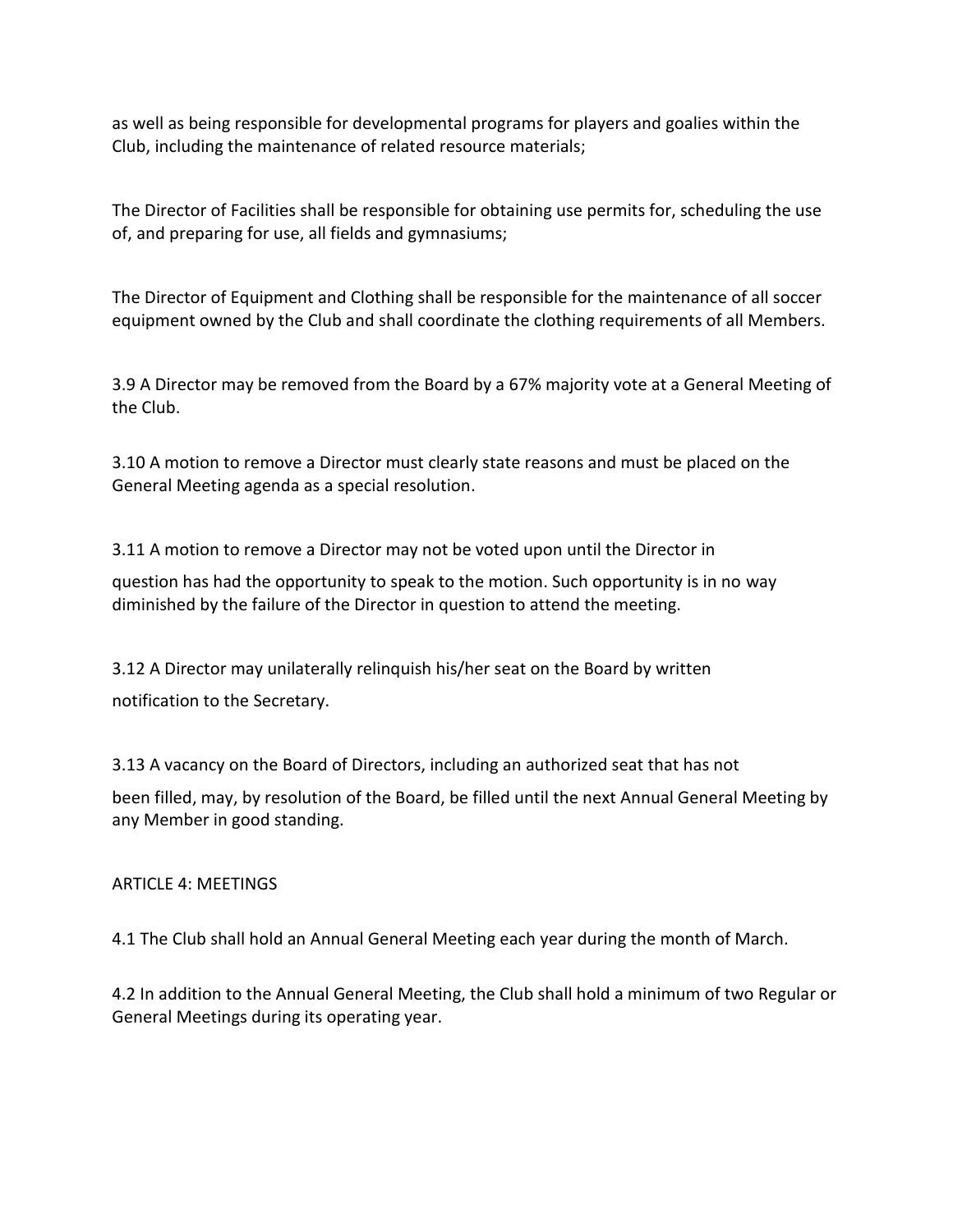as well as being responsible for developmental programs for players and goalies within the Club, including the maintenance of related resource materials;

The Director of Facilities shall be responsible for obtaining use permits for, scheduling the use of, and preparing for use, all fields and gymnasiums;

The Director of Equipment and Clothing shall be responsible for the maintenance of all soccer equipment owned by the Club and shall coordinate the clothing requirements of all Members.

3.9 A Director may be removed from the Board by a 67% majority vote at a General Meeting of the Club.

3.10 A motion to remove a Director must clearly state reasons and must be placed on the General Meeting agenda as a special resolution.

3.11 A motion to remove a Director may not be voted upon until the Director in question has had the opportunity to speak to the motion. Such opportunity is in no way diminished by the failure of the Director in question to attend the meeting.

3.12 A Director may unilaterally relinquish his/her seat on the Board by written notification to the Secretary.

3.13 A vacancy on the Board of Directors, including an authorized seat that has not been filled, may, by resolution of the Board, be filled until the next Annual General Meeting by any Member in good standing.

## ARTICLE 4: MEETINGS

4.1 The Club shall hold an Annual General Meeting each year during the month of March.

4.2 In addition to the Annual General Meeting, the Club shall hold a minimum of two Regular or General Meetings during its operating year.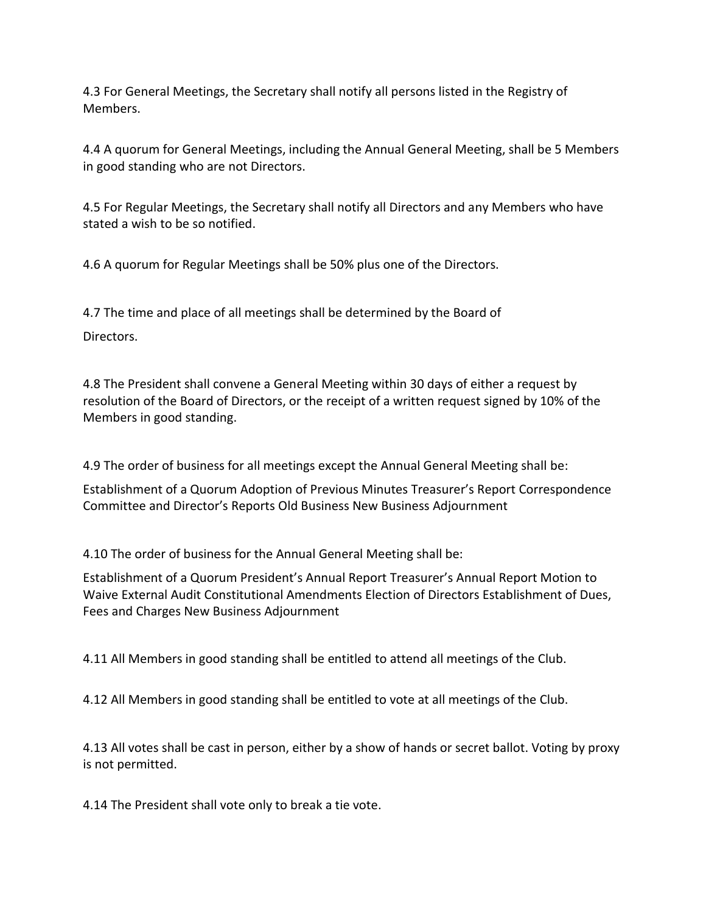4.3 For General Meetings, the Secretary shall notify all persons listed in the Registry of Members.

4.4 A quorum for General Meetings, including the Annual General Meeting, shall be 5 Members in good standing who are not Directors.

4.5 For Regular Meetings, the Secretary shall notify all Directors and any Members who have stated a wish to be so notified.

4.6 A quorum for Regular Meetings shall be 50% plus one of the Directors.

4.7 The time and place of all meetings shall be determined by the Board of Directors.

4.8 The President shall convene a General Meeting within 30 days of either a request by resolution of the Board of Directors, or the receipt of a written request signed by 10% of the Members in good standing.

4.9 The order of business for all meetings except the Annual General Meeting shall be:

Establishment of a Quorum Adoption of Previous Minutes Treasurer's Report Correspondence Committee and Director's Reports Old Business New Business Adjournment

4.10 The order of business for the Annual General Meeting shall be:

Establishment of a Quorum President's Annual Report Treasurer's Annual Report Motion to Waive External Audit Constitutional Amendments Election of Directors Establishment of Dues, Fees and Charges New Business Adjournment

4.11 All Members in good standing shall be entitled to attend all meetings of the Club.

4.12 All Members in good standing shall be entitled to vote at all meetings of the Club.

4.13 All votes shall be cast in person, either by a show of hands or secret ballot. Voting by proxy is not permitted.

4.14 The President shall vote only to break a tie vote.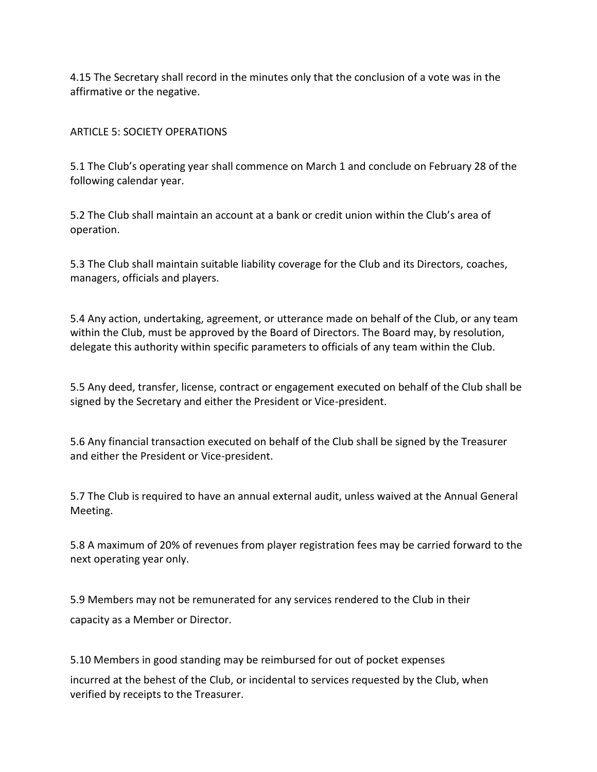4.15 The Secretary shall record in the minutes only that the conclusion of a vote was in the affirmative or the negative.

## ARTICLE 5: SOCIETY OPERATIONS

5.1 The Club's operating year shall commence on March 1 and conclude on February 28 of the following calendar year.

5.2 The Club shall maintain an account at a bank or credit union within the Club's area of operation.

5.3 The Club shall maintain suitable liability coverage for the Club and its Directors, coaches, managers, officials and players.

5.4 Any action, undertaking, agreement, or utterance made on behalf of the Club, or any team within the Club, must be approved by the Board of Directors. The Board may, by resolution, delegate this authority within specific parameters to officials of any team within the Club.

5.5 Any deed, transfer, license, contract or engagement executed on behalf of the Club shall be signed by the Secretary and either the President or Vice-president.

5.6 Any financial transaction executed on behalf of the Club shall be signed by the Treasurer and either the President or Vice-president.

5.7 The Club is required to have an annual external audit, unless waived at the Annual General Meeting.

5.8 A maximum of 20% of revenues from player registration fees may be carried forward to the next operating year only.

5.9 Members may not be remunerated for any services rendered to the Club in their capacity as a Member or Director.

5.10 Members in good standing may be reimbursed for out of pocket expenses incurred at the behest of the Club, or incidental to services requested by the Club, when verified by receipts to the Treasurer.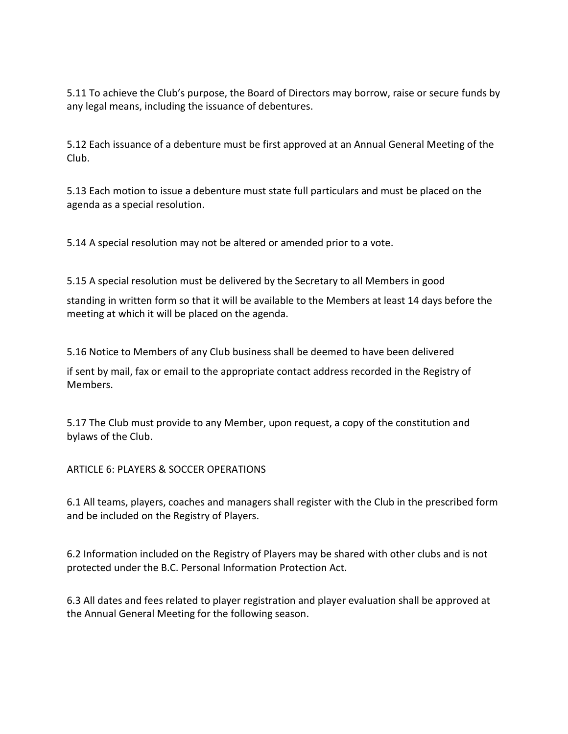5.11 To achieve the Club's purpose, the Board of Directors may borrow, raise or secure funds by any legal means, including the issuance of debentures.

5.12 Each issuance of a debenture must be first approved at an Annual General Meeting of the Club.

5.13 Each motion to issue a debenture must state full particulars and must be placed on the agenda as a special resolution.

5.14 A special resolution may not be altered or amended prior to a vote.

5.15 A special resolution must be delivered by the Secretary to all Members in good standing in written form so that it will be available to the Members at least 14 days before the meeting at which it will be placed on the agenda.

5.16 Notice to Members of any Club business shall be deemed to have been delivered if sent by mail, fax or email to the appropriate contact address recorded in the Registry of Members.

5.17 The Club must provide to any Member, upon request, a copy of the constitution and bylaws of the Club.

## ARTICLE 6: PLAYERS & SOCCER OPERATIONS

6.1 All teams, players, coaches and managers shall register with the Club in the prescribed form and be included on the Registry of Players.

6.2 Information included on the Registry of Players may be shared with other clubs and is not protected under the B.C. Personal Information Protection Act.

6.3 All dates and fees related to player registration and player evaluation shall be approved at the Annual General Meeting for the following season.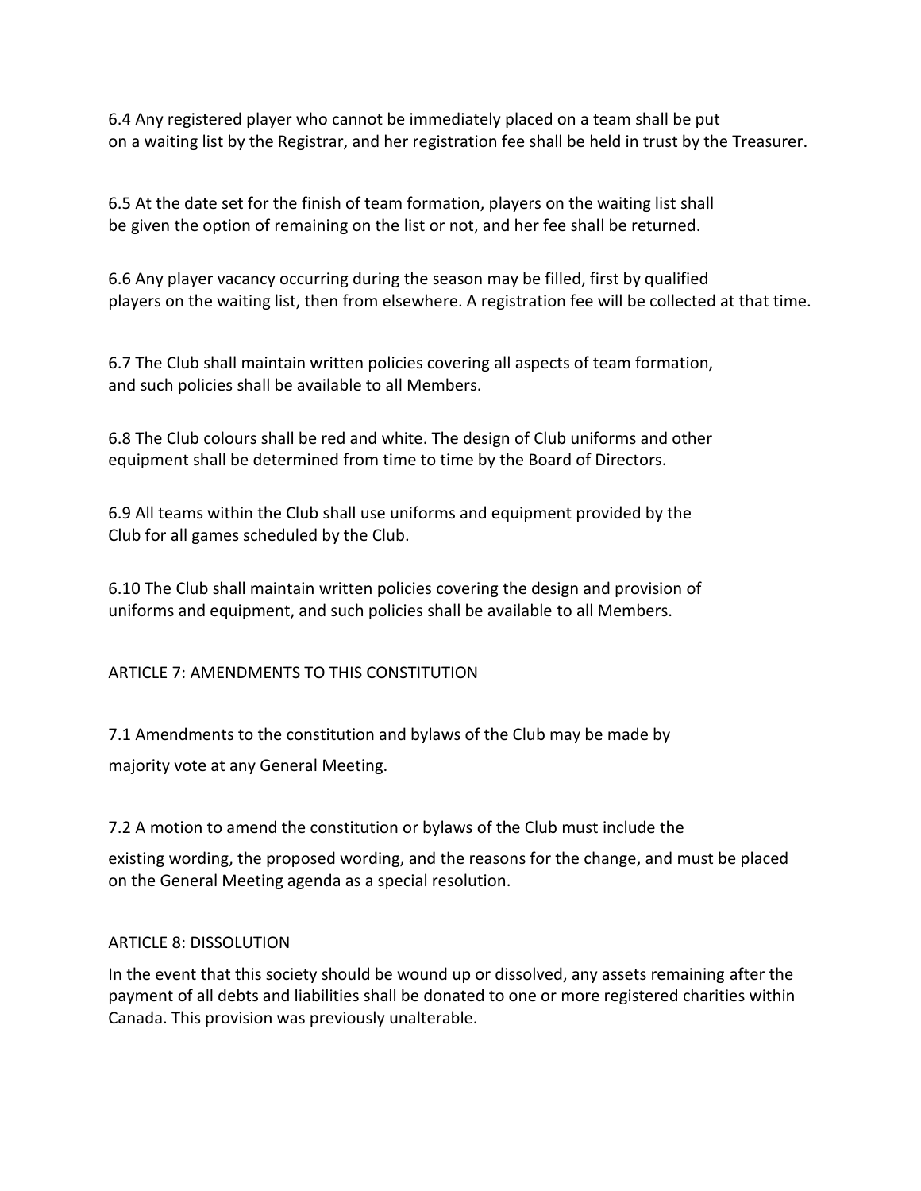6.4 Any registered player who cannot be immediately placed on a team shall be put on a waiting list by the Registrar, and her registration fee shall be held in trust by the Treasurer.

6.5 At the date set for the finish of team formation, players on the waiting list shall be given the option of remaining on the list or not, and her fee shall be returned.

6.6 Any player vacancy occurring during the season may be filled, first by qualified players on the waiting list, then from elsewhere. A registration fee will be collected at that time.

6.7 The Club shall maintain written policies covering all aspects of team formation, and such policies shall be available to all Members.

6.8 The Club colours shall be red and white. The design of Club uniforms and other equipment shall be determined from time to time by the Board of Directors.

6.9 All teams within the Club shall use uniforms and equipment provided by the Club for all games scheduled by the Club.

6.10 The Club shall maintain written policies covering the design and provision of uniforms and equipment, and such policies shall be available to all Members.

## ARTICLE 7: AMENDMENTS TO THIS CONSTITUTION

7.1 Amendments to the constitution and bylaws of the Club may be made by majority vote at any General Meeting.

7.2 A motion to amend the constitution or bylaws of the Club must include the existing wording, the proposed wording, and the reasons for the change, and must be placed on the General Meeting agenda as a special resolution.

## ARTICLE 8: DISSOLUTION

In the event that this society should be wound up or dissolved, any assets remaining after the payment of all debts and liabilities shall be donated to one or more registered charities within Canada. This provision was previously unalterable.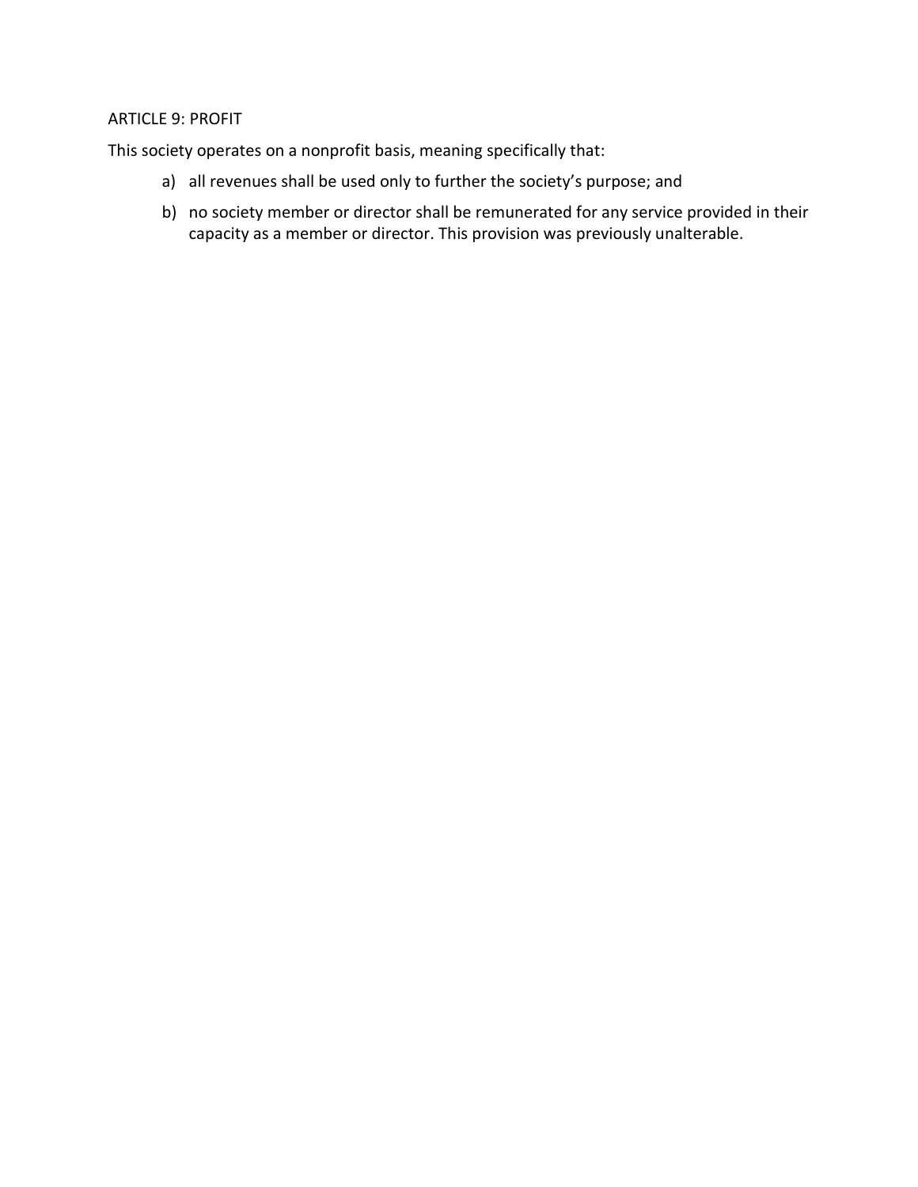ARTICLE 9: PROFIT

This society operates on a nonprofit basis, meaning specifically that:

a) all revenues shall be used only to further the society's purpose; and

b) no society member or director shall be remunerated for any service provided in their capacity as a member or director. This provision was previously unalterable.